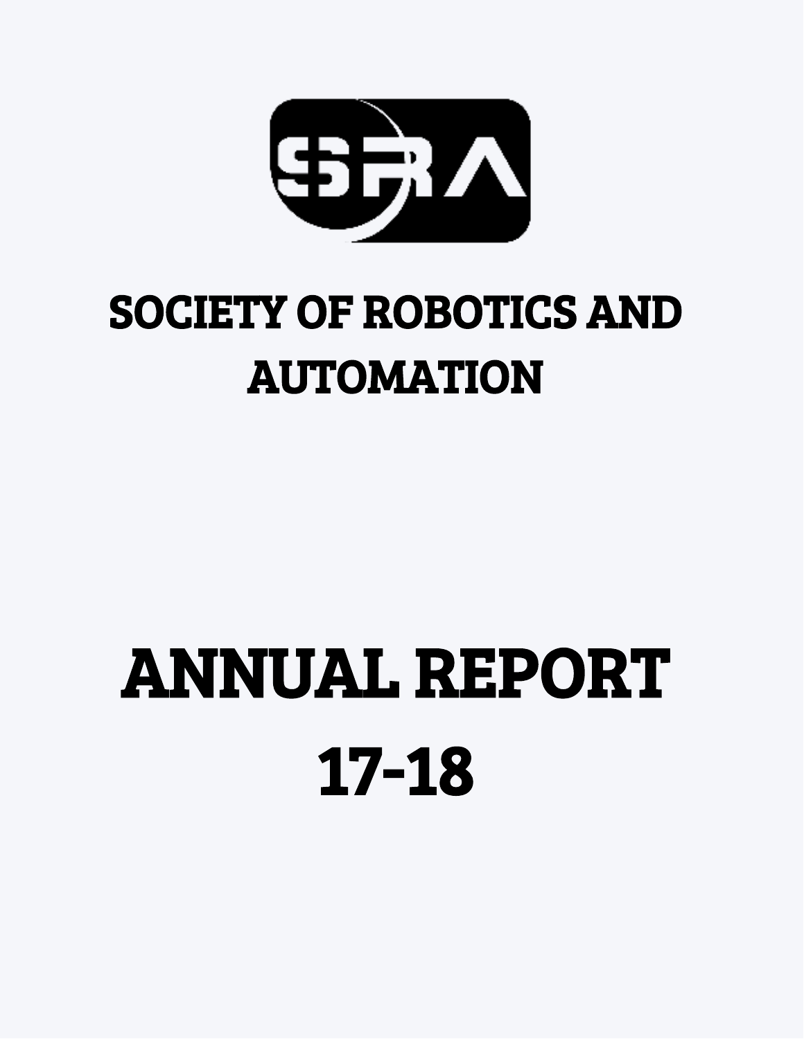# SOCIETY OF ROBOTICS AND AUTOMATION

# ANNUAL REPORT 17-18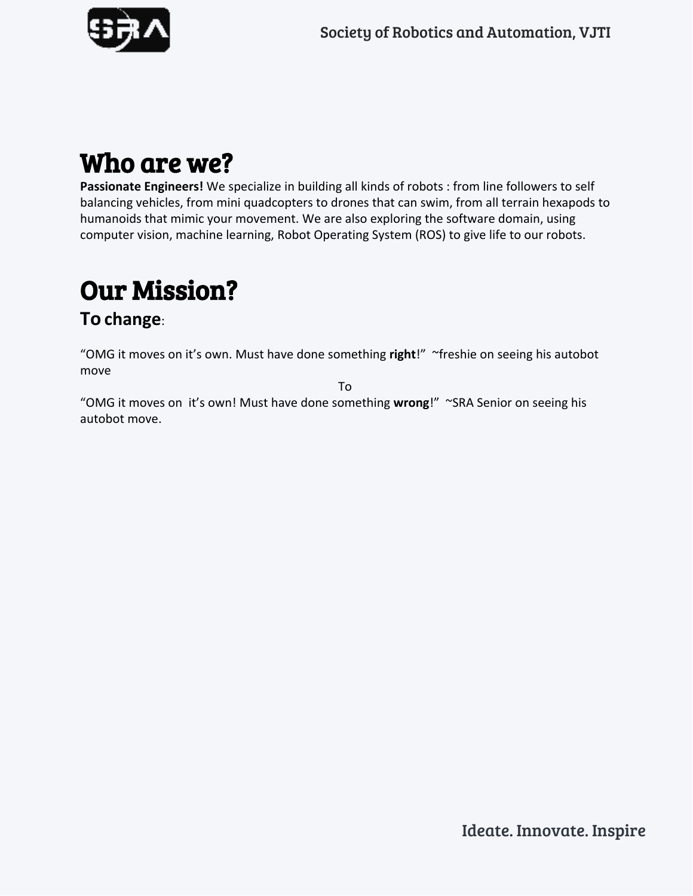# Who are we?

**Passionate Engineers!** We specialize in building all kinds of robots : from line followers to self balancing vehicles, from mini quadcopters to drones that can swim, from all terrain hexapods to humanoids that mimic your movement. We are also exploring the software domain, using computer vision, machine learning, Robot Operating System (ROS) to give life to our robots.

# Our Mission?

## To change:

"OMG it moves on it's own. Must have done something **right**!" ~freshie on seeing his autobot move

To

"OMG it moves on it's own! Must have done something **wrong**!" ~SRA Senior on seeing his autobot move.

Ideate. Innovate. Inspire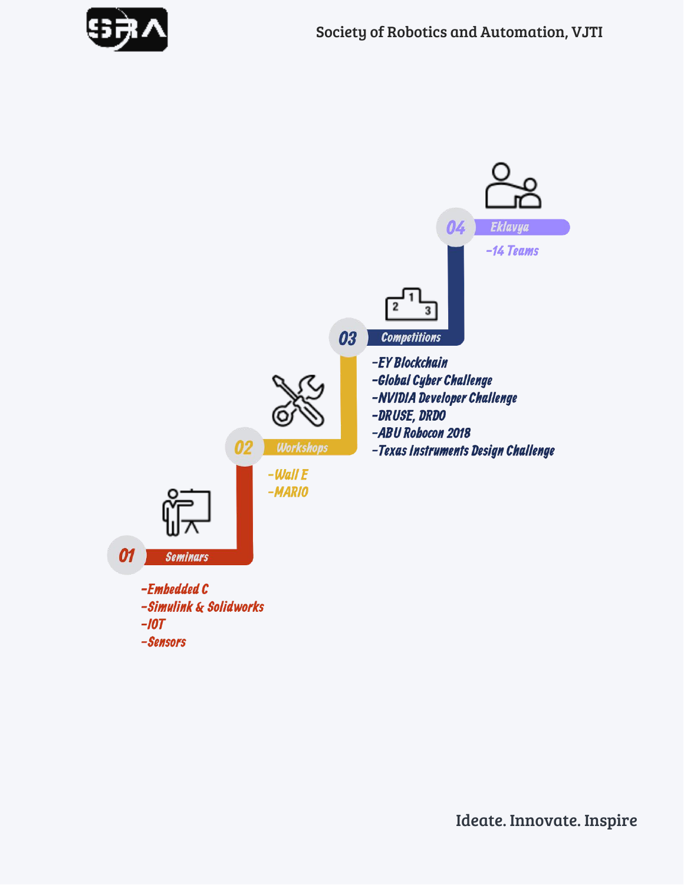Society of Robotics and Automation, VJTI

## 01 Seminars

- Embedded C
- Simulink & Solidworks
- IOT
- Sensors

## 02 Workshops

- Wall E
- MARIO

## 03 Competitions

- EY Blockchain
- Global Cyber Challenge
- NVIDIA Developer Challenge
- DRUSE, DRDO
- ABU Robocon 2018
- Texas Instruments Design Challenge

## 04 Eklavya

- 14 Teams

Ideate. Innovate. Inspire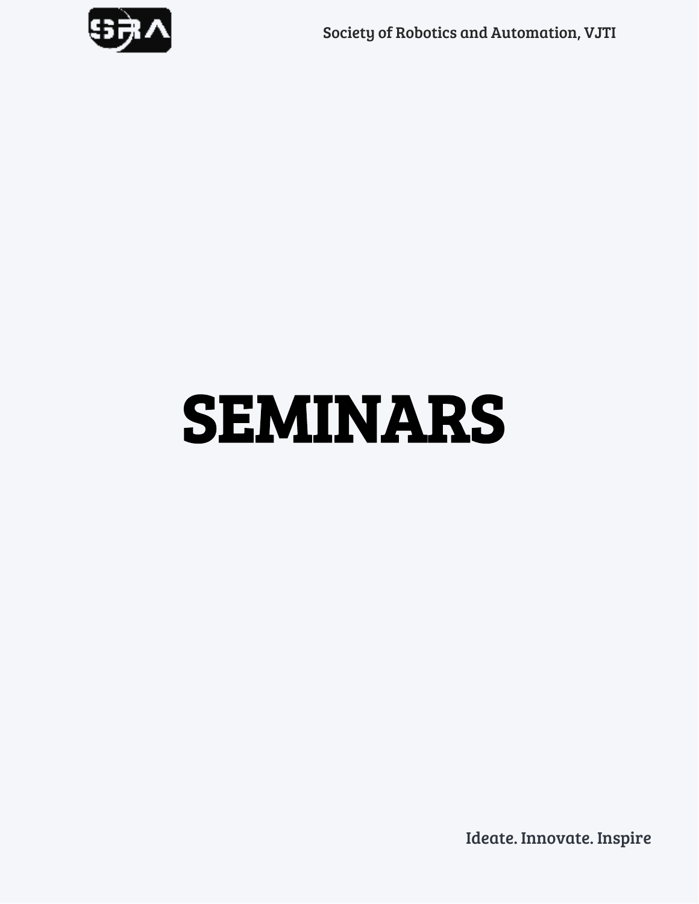# SEMINARS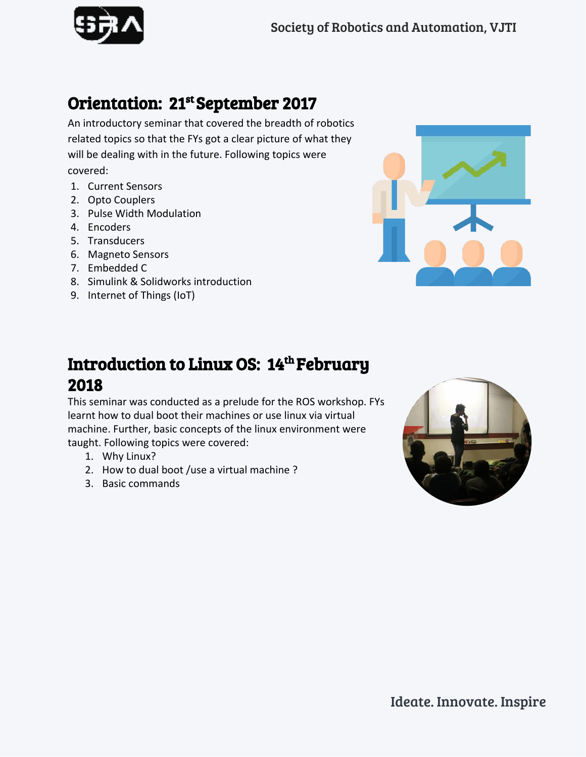## Orientation: 21st September 2017

An introductory seminar that covered the breadth of robotics related topics so that the FYs got a clear picture of what they will be dealing with in the future. Following topics were covered:

1. Current Sensors
2. Opto Couplers
3. Pulse Width Modulation
4. Encoders
5. Transducers
6. Magneto Sensors
7. Embedded C
8. Simulink & Solidworks introduction
9. Internet of Things (IoT)

## Introduction to Linux OS: 14th February 2018

This seminar was conducted as a prelude for the ROS workshop. FYs learnt how to dual boot their machines or use linux via virtual machine. Further, basic concepts of the linux environment were taught. Following topics were covered:

1. Why Linux?
2. How to dual boot /use a virtual machine ?
3. Basic commands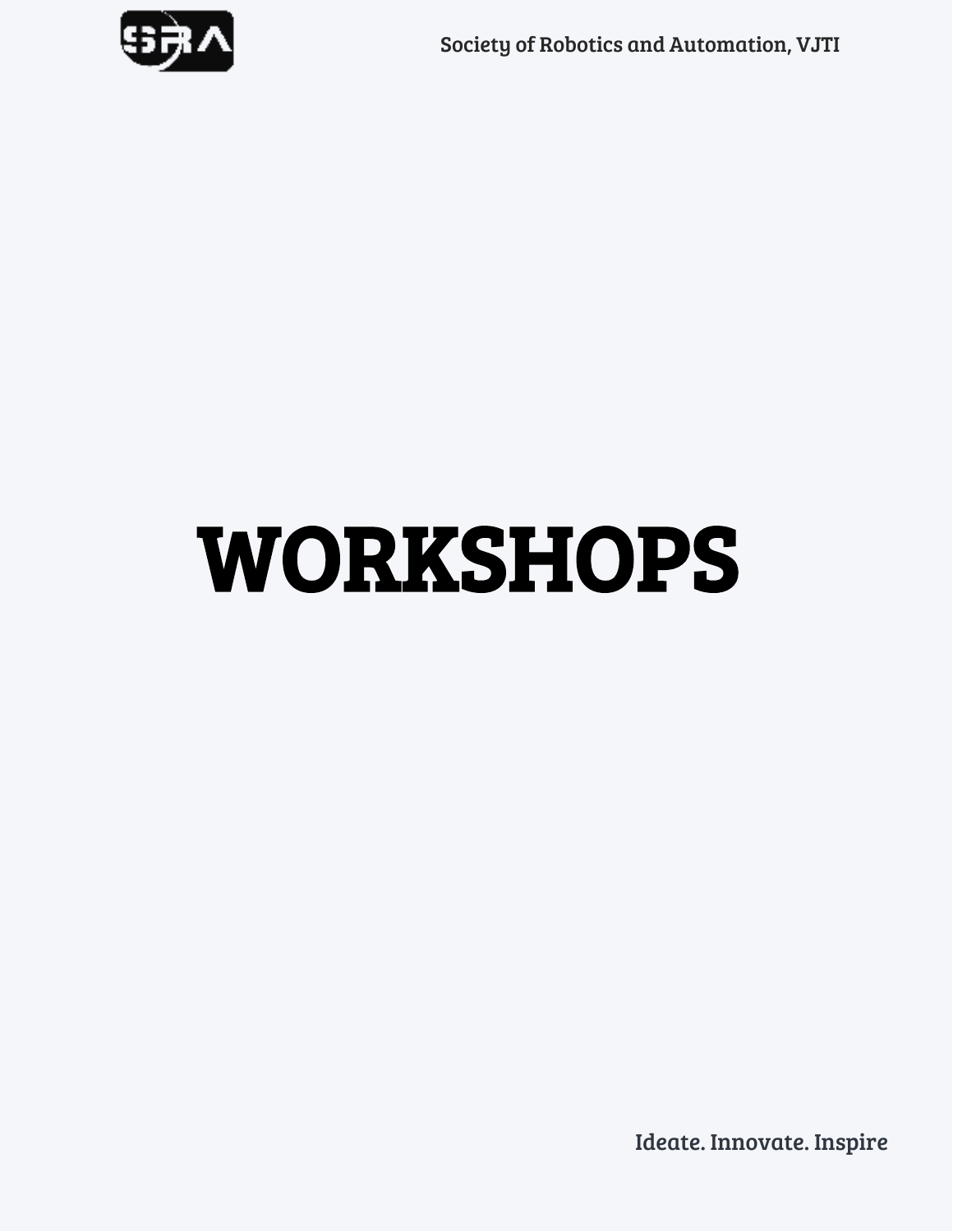# WORKSHOPS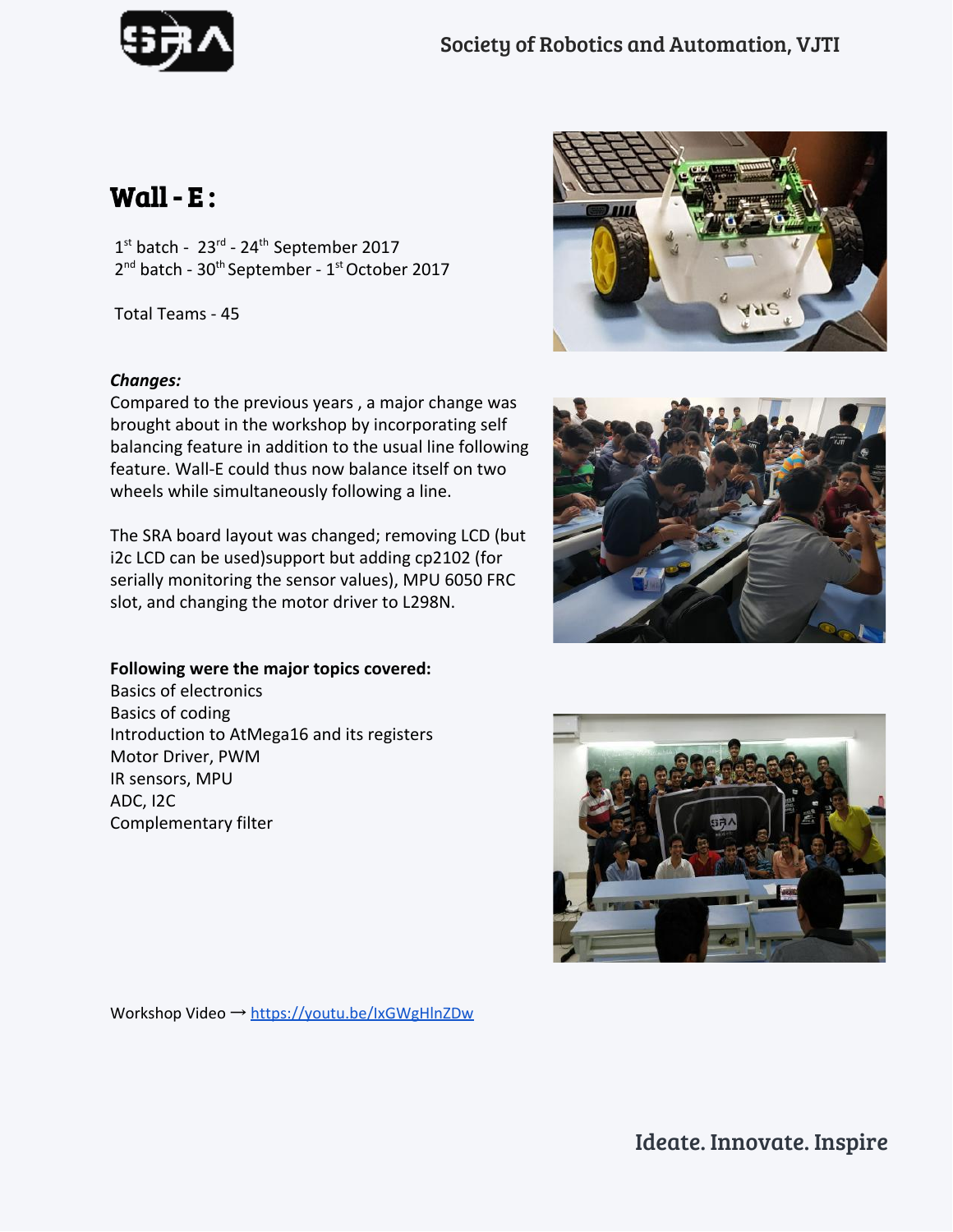# Wall - E :

1st batch - 23rd - 24th September 2017
2nd batch - 30th September - 1st October 2017

Total Teams - 45

***Changes:***
Compared to the previous years , a major change was brought about in the workshop by incorporating self balancing feature in addition to the usual line following feature. Wall-E could thus now balance itself on two wheels while simultaneously following a line.

The SRA board layout was changed; removing LCD (but i2c LCD can be used)support but adding cp2102 (for serially monitoring the sensor values), MPU 6050 FRC slot, and changing the motor driver to L298N.

**Following were the major topics covered:**
Basics of electronics
Basics of coding
Introduction to AtMega16 and its registers
Motor Driver, PWM
IR sensors, MPU
ADC, I2C
Complementary filter

Workshop Video → https://youtu.be/IxGWgHlnZDw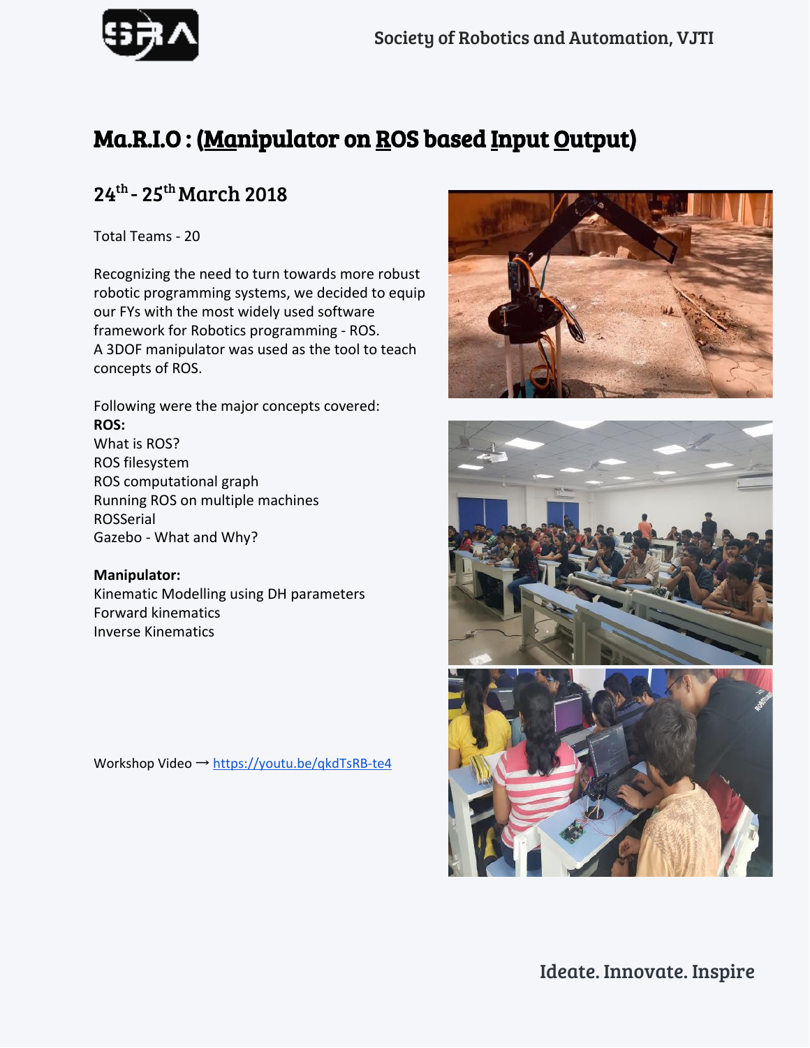# Ma.R.I.O : (Manipulator on ROS based Input Output)

## 24th - 25th March 2018

Total Teams - 20

Recognizing the need to turn towards more robust robotic programming systems, we decided to equip our FYs with the most widely used software framework for Robotics programming - ROS.
A 3DOF manipulator was used as the tool to teach concepts of ROS.

Following were the major concepts covered:

**ROS:**

What is ROS?
ROS filesystem
ROS computational graph
Running ROS on multiple machines
ROSSerial
Gazebo - What and Why?

**Manipulator:**

Kinematic Modelling using DH parameters
Forward kinematics
Inverse Kinematics

Workshop Video → https://youtu.be/qkdTsRB-te4

Ideate. Innovate. Inspire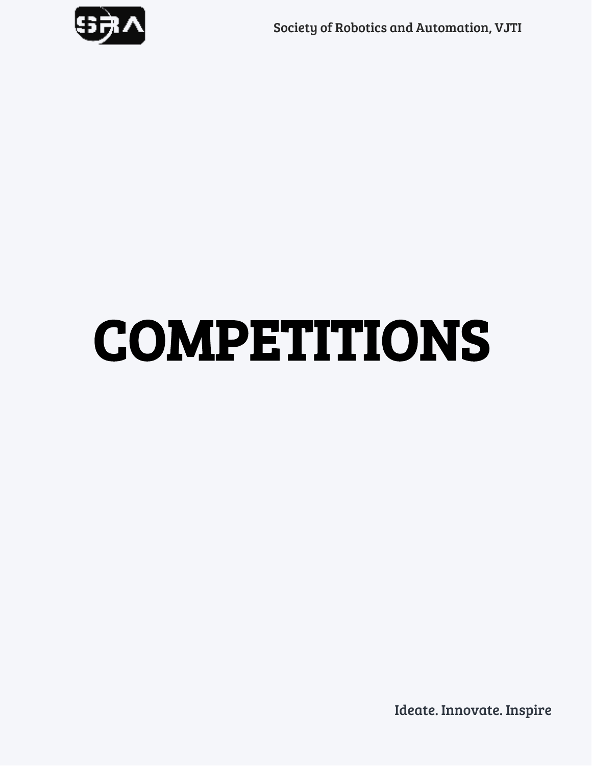# COMPETITIONS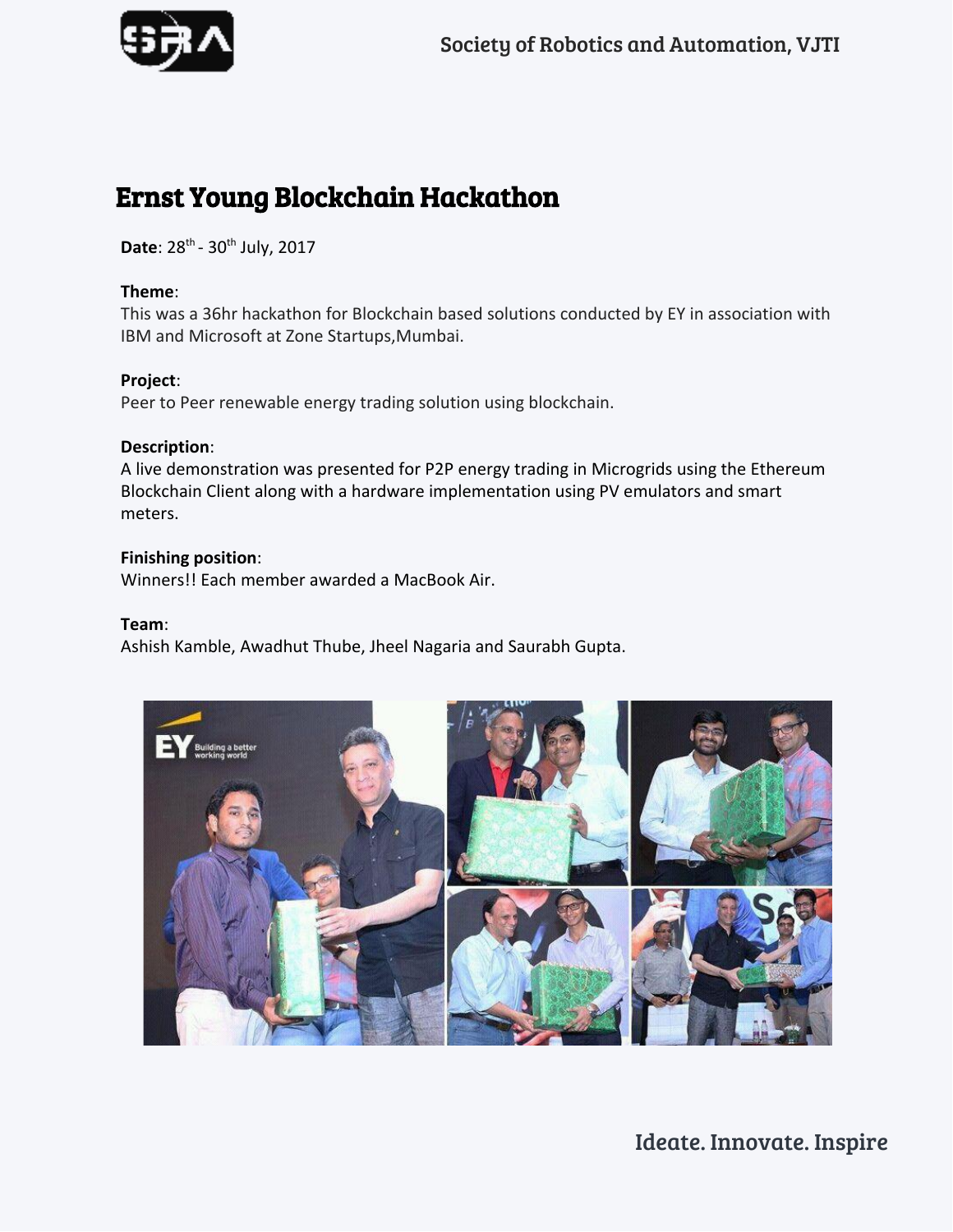# Ernst Young Blockchain Hackathon

**Date**: 28th - 30th July, 2017

**Theme**:
This was a 36hr hackathon for Blockchain based solutions conducted by EY in association with IBM and Microsoft at Zone Startups,Mumbai.

**Project**:
Peer to Peer renewable energy trading solution using blockchain.

**Description**:
A live demonstration was presented for P2P energy trading in Microgrids using the Ethereum Blockchain Client along with a hardware implementation using PV emulators and smart meters.

**Finishing position**:
Winners!! Each member awarded a MacBook Air.

**Team**:
Ashish Kamble, Awadhut Thube, Jheel Nagaria and Saurabh Gupta.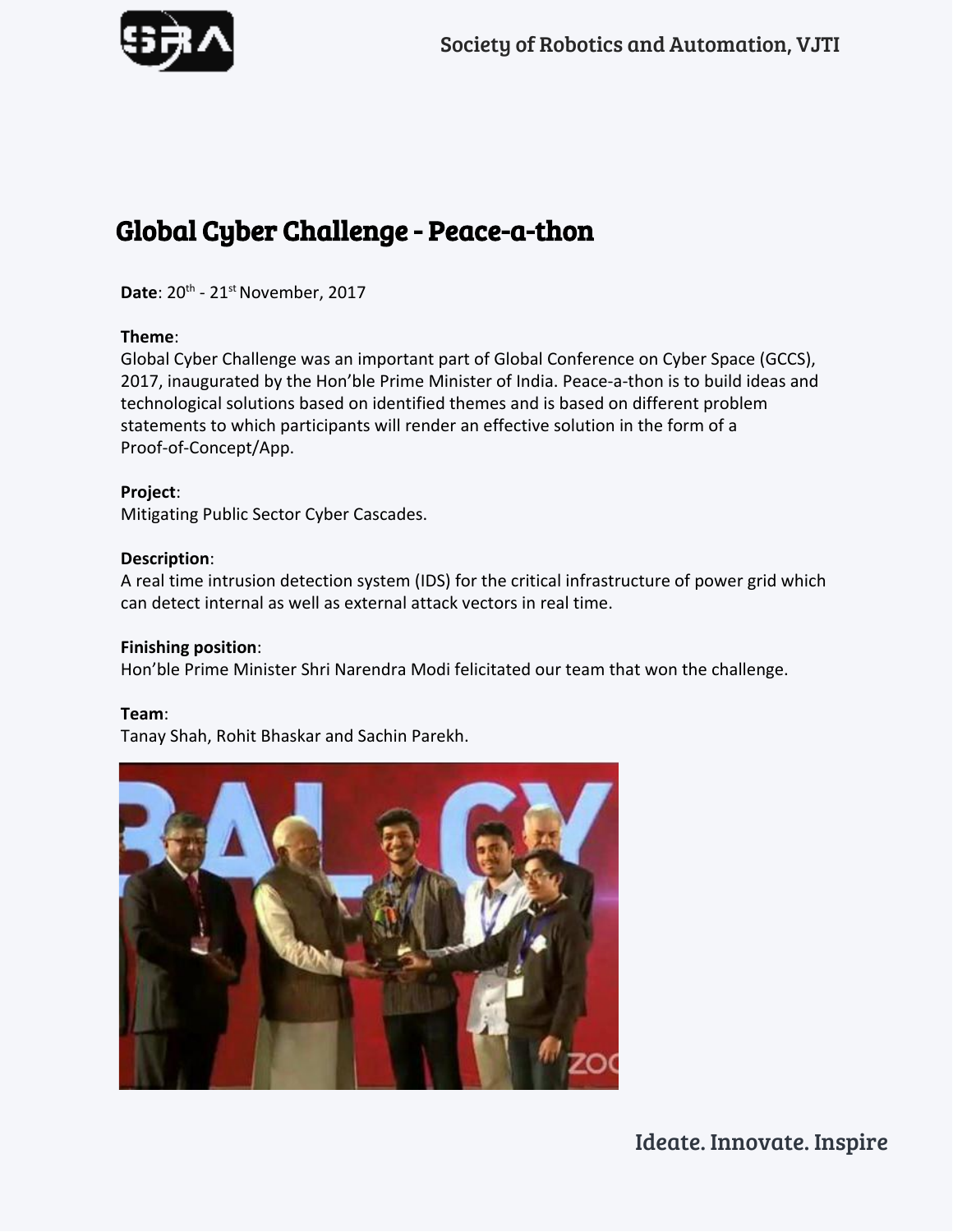# Global Cyber Challenge - Peace-a-thon

**Date**: 20th - 21st November, 2017

**Theme**:
Global Cyber Challenge was an important part of Global Conference on Cyber Space (GCCS), 2017, inaugurated by the Hon'ble Prime Minister of India. Peace-a-thon is to build ideas and technological solutions based on identified themes and is based on different problem statements to which participants will render an effective solution in the form of a Proof-of-Concept/App.

**Project**:
Mitigating Public Sector Cyber Cascades.

**Description**:
A real time intrusion detection system (IDS) for the critical infrastructure of power grid which can detect internal as well as external attack vectors in real time.

**Finishing position**:
Hon'ble Prime Minister Shri Narendra Modi felicitated our team that won the challenge.

**Team**:
Tanay Shah, Rohit Bhaskar and Sachin Parekh.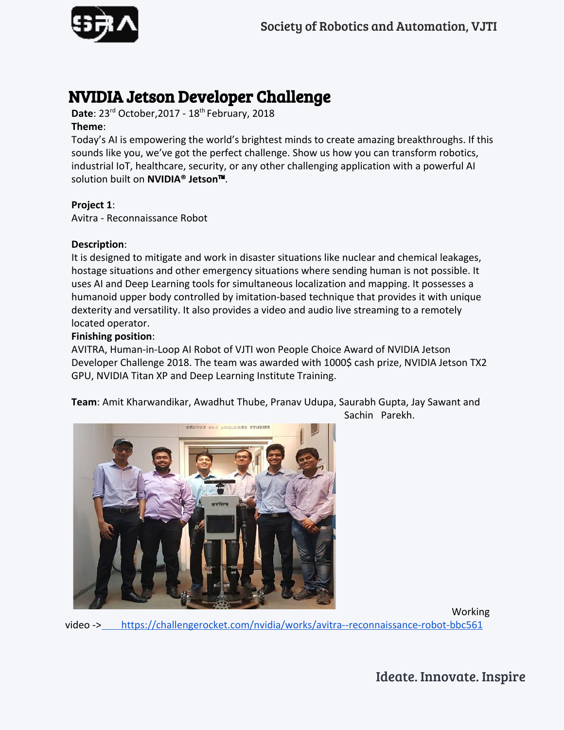# NVIDIA Jetson Developer Challenge

**Date**: 23rd October,2017 - 18th February, 2018

**Theme**:

Today's AI is empowering the world's brightest minds to create amazing breakthroughs. If this sounds like you, we've got the perfect challenge. Show us how you can transform robotics, industrial IoT, healthcare, security, or any other challenging application with a powerful AI solution built on **NVIDIA® Jetson™**.

**Project 1**:

Avitra - Reconnaissance Robot

**Description**:

It is designed to mitigate and work in disaster situations like nuclear and chemical leakages, hostage situations and other emergency situations where sending human is not possible. It uses AI and Deep Learning tools for simultaneous localization and mapping. It possesses a humanoid upper body controlled by imitation-based technique that provides it with unique dexterity and versatility. It also provides a video and audio live streaming to a remotely located operator.

**Finishing position**:

AVITRA, Human-in-Loop AI Robot of VJTI won People Choice Award of NVIDIA Jetson Developer Challenge 2018. The team was awarded with 1000$ cash prize, NVIDIA Jetson TX2 GPU, NVIDIA Titan XP and Deep Learning Institute Training.

**Team**: Amit Kharwandikar, Awadhut Thube, Pranav Udupa, Saurabh Gupta, Jay Sawant and Sachin Parekh.

Working video -> https://challengerocket.com/nvidia/works/avitra--reconnaissance-robot-bbc561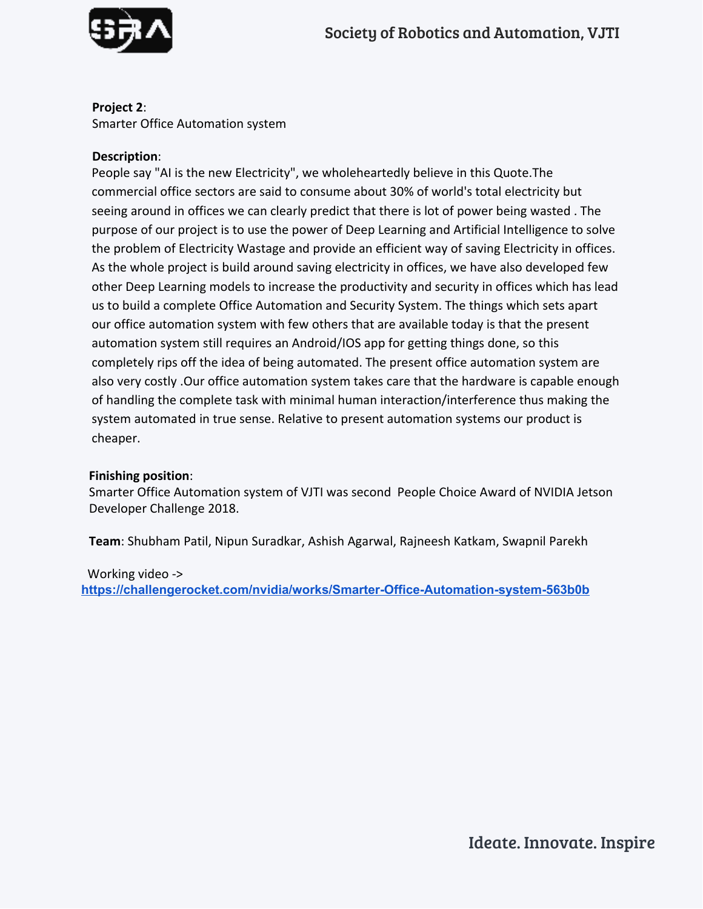**Project 2**:
Smarter Office Automation system

**Description**:
People say "AI is the new Electricity", we wholeheartedly believe in this Quote.The commercial office sectors are said to consume about 30% of world's total electricity but seeing around in offices we can clearly predict that there is lot of power being wasted . The purpose of our project is to use the power of Deep Learning and Artificial Intelligence to solve the problem of Electricity Wastage and provide an efficient way of saving Electricity in offices. As the whole project is build around saving electricity in offices, we have also developed few other Deep Learning models to increase the productivity and security in offices which has lead us to build a complete Office Automation and Security System. The things which sets apart our office automation system with few others that are available today is that the present automation system still requires an Android/IOS app for getting things done, so this completely rips off the idea of being automated. The present office automation system are also very costly .Our office automation system takes care that the hardware is capable enough of handling the complete task with minimal human interaction/interference thus making the system automated in true sense. Relative to present automation systems our product is cheaper.

**Finishing position**:
Smarter Office Automation system of VJTI was second People Choice Award of NVIDIA Jetson Developer Challenge 2018.

**Team**: Shubham Patil, Nipun Suradkar, Ashish Agarwal, Rajneesh Katkam, Swapnil Parekh

Working video ->
https://challengerocket.com/nvidia/works/Smarter-Office-Automation-system-563b0b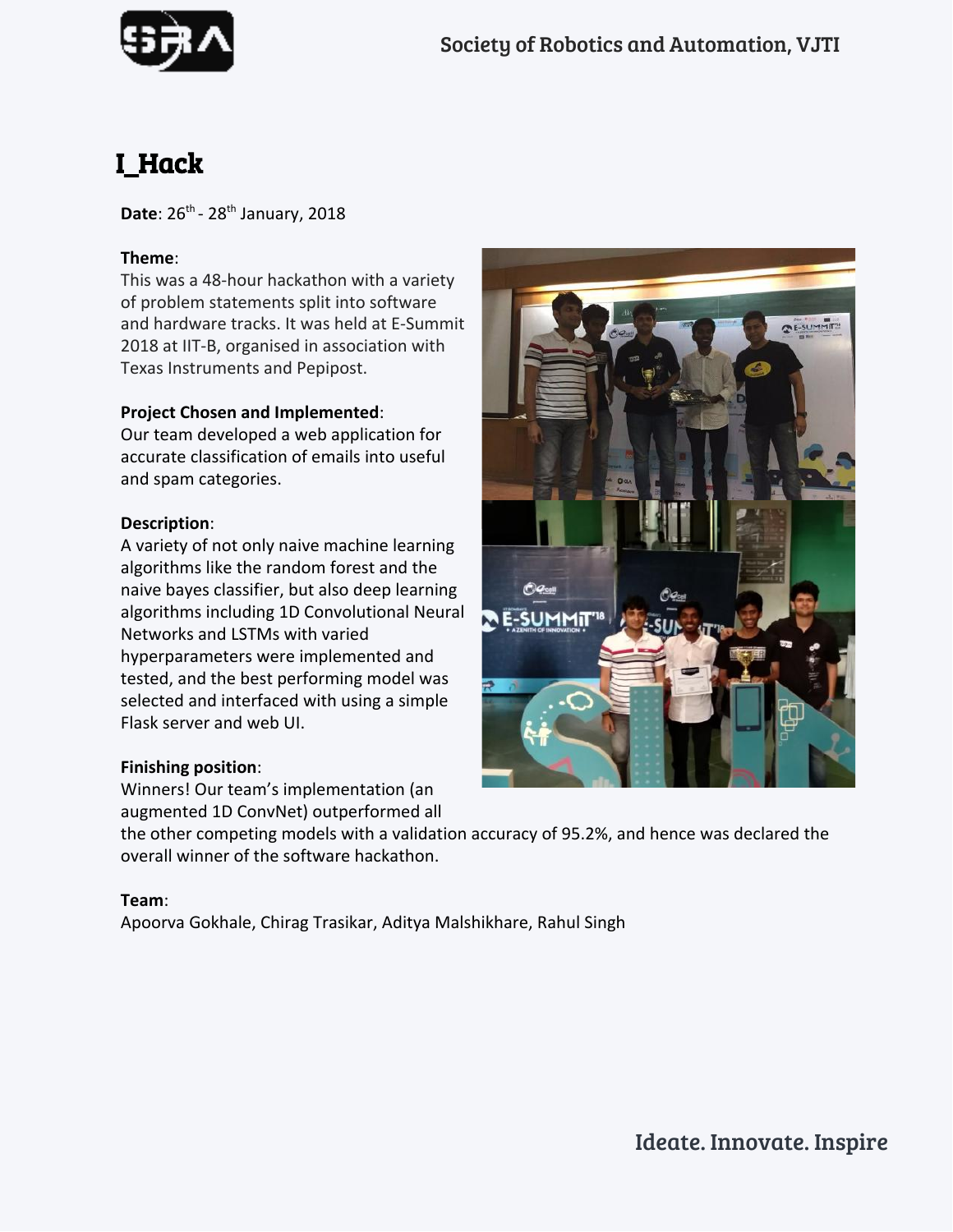# I_Hack

**Date**: 26th - 28th January, 2018

**Theme**:
This was a 48-hour hackathon with a variety of problem statements split into software and hardware tracks. It was held at E-Summit 2018 at IIT-B, organised in association with Texas Instruments and Pepipost.

**Project Chosen and Implemented**:
Our team developed a web application for accurate classification of emails into useful and spam categories.

**Description**:
A variety of not only naive machine learning algorithms like the random forest and the naive bayes classifier, but also deep learning algorithms including 1D Convolutional Neural Networks and LSTMs with varied hyperparameters were implemented and tested, and the best performing model was selected and interfaced with using a simple Flask server and web UI.

**Finishing position**:
Winners! Our team's implementation (an augmented 1D ConvNet) outperformed all the other competing models with a validation accuracy of 95.2%, and hence was declared the overall winner of the software hackathon.

**Team**:
Apoorva Gokhale, Chirag Trasikar, Aditya Malshikhare, Rahul Singh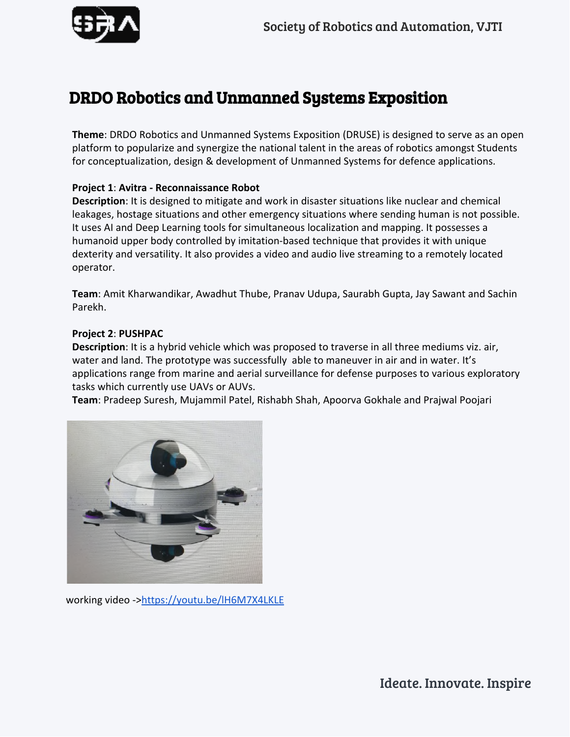# DRDO Robotics and Unmanned Systems Exposition

**Theme**: DRDO Robotics and Unmanned Systems Exposition (DRUSE) is designed to serve as an open platform to popularize and synergize the national talent in the areas of robotics amongst Students for conceptualization, design & development of Unmanned Systems for defence applications.

**Project 1**: **Avitra - Reconnaissance Robot**
**Description**: It is designed to mitigate and work in disaster situations like nuclear and chemical leakages, hostage situations and other emergency situations where sending human is not possible. It uses AI and Deep Learning tools for simultaneous localization and mapping. It possesses a humanoid upper body controlled by imitation-based technique that provides it with unique dexterity and versatility. It also provides a video and audio live streaming to a remotely located operator.

**Team**: Amit Kharwandikar, Awadhut Thube, Pranav Udupa, Saurabh Gupta, Jay Sawant and Sachin Parekh.

**Project 2**: **PUSHPAC**
**Description**: It is a hybrid vehicle which was proposed to traverse in all three mediums viz. air, water and land. The prototype was successfully able to maneuver in air and in water. It's applications range from marine and aerial surveillance for defense purposes to various exploratory tasks which currently use UAVs or AUVs.
**Team**: Pradeep Suresh, Mujammil Patel, Rishabh Shah, Apoorva Gokhale and Prajwal Poojari

working video ->https://youtu.be/lH6M7X4LKLE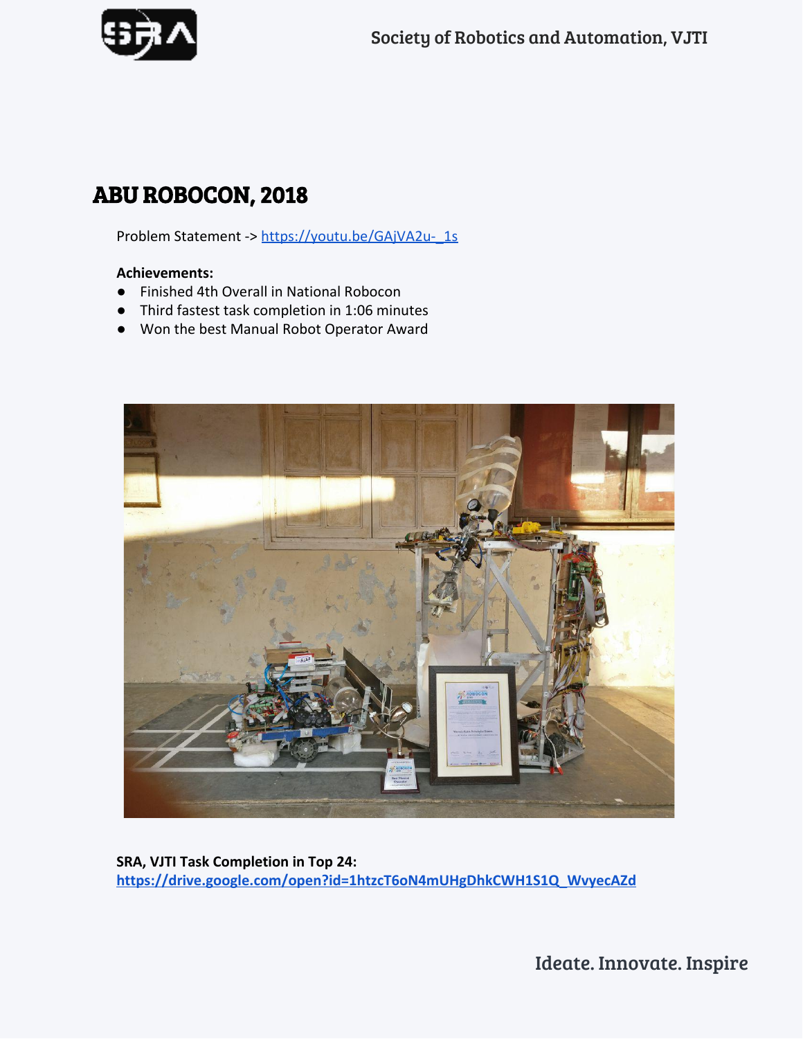## ABU ROBOCON, 2018

Problem Statement -> https://youtu.be/GAjVA2u-_1s

**Achievements:**

- Finished 4th Overall in National Robocon
- Third fastest task completion in 1:06 minutes
- Won the best Manual Robot Operator Award

**SRA, VJTI Task Completion in Top 24:**
**https://drive.google.com/open?id=1htzcT6oN4mUHgDhkCWH1S1Q_WvyecAZd**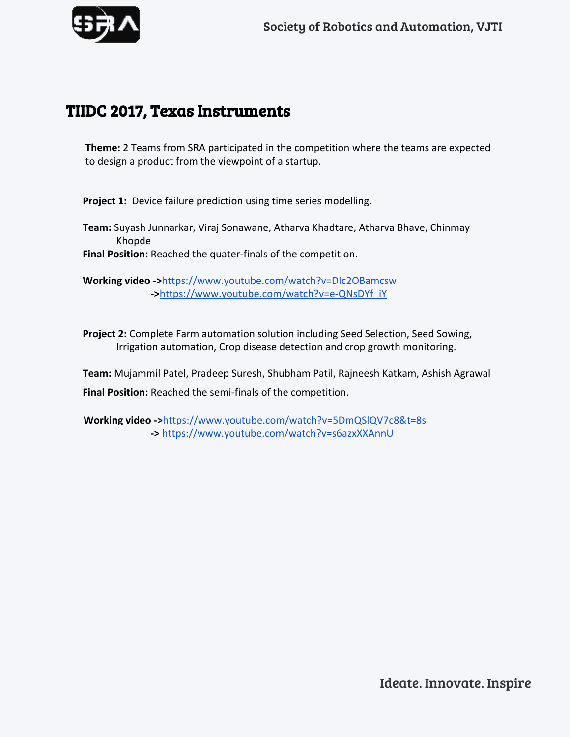# TIIDC 2017, Texas Instruments

**Theme:** 2 Teams from SRA participated in the competition where the teams are expected to design a product from the viewpoint of a startup.

**Project 1:** Device failure prediction using time series modelling.

**Team:** Suyash Junnarkar, Viraj Sonawane, Atharva Khadtare, Atharva Bhave, Chinmay Khopde

**Final Position:** Reached the quater-finals of the competition.

**Working video ->**https://www.youtube.com/watch?v=DIc2OBamcsw
**->**https://www.youtube.com/watch?v=e-QNsDYf_iY

**Project 2:** Complete Farm automation solution including Seed Selection, Seed Sowing, Irrigation automation, Crop disease detection and crop growth monitoring.

**Team:** Mujammil Patel, Pradeep Suresh, Shubham Patil, Rajneesh Katkam, Ashish Agrawal

**Final Position:** Reached the semi-finals of the competition.

**Working video ->**https://www.youtube.com/watch?v=5DmQSlQV7c8&t=8s
**->** https://www.youtube.com/watch?v=s6azxXXAnnU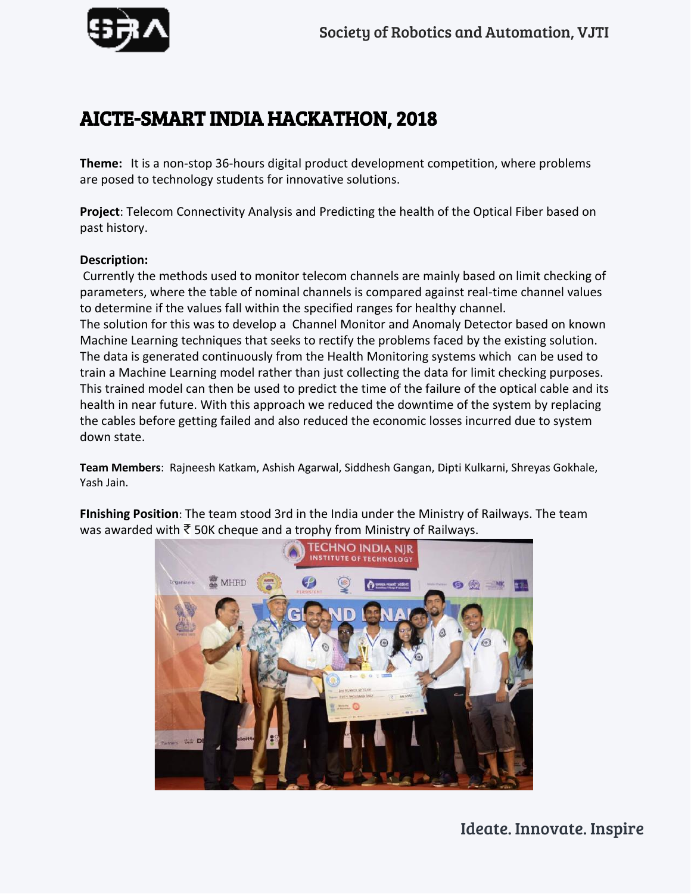# AICTE-SMART INDIA HACKATHON, 2018

**Theme:** It is a non-stop 36-hours digital product development competition, where problems are posed to technology students for innovative solutions.

**Project**: Telecom Connectivity Analysis and Predicting the health of the Optical Fiber based on past history.

**Description:**

Currently the methods used to monitor telecom channels are mainly based on limit checking of parameters, where the table of nominal channels is compared against real-time channel values to determine if the values fall within the specified ranges for healthy channel.

The solution for this was to develop a Channel Monitor and Anomaly Detector based on known Machine Learning techniques that seeks to rectify the problems faced by the existing solution. The data is generated continuously from the Health Monitoring systems which can be used to train a Machine Learning model rather than just collecting the data for limit checking purposes. This trained model can then be used to predict the time of the failure of the optical cable and its health in near future. With this approach we reduced the downtime of the system by replacing the cables before getting failed and also reduced the economic losses incurred due to system down state.

**Team Members**: Rajneesh Katkam, Ashish Agarwal, Siddhesh Gangan, Dipti Kulkarni, Shreyas Gokhale, Yash Jain.

**FInishing Position**: The team stood 3rd in the India under the Ministry of Railways. The team was awarded with ₹ 50K cheque and a trophy from Ministry of Railways.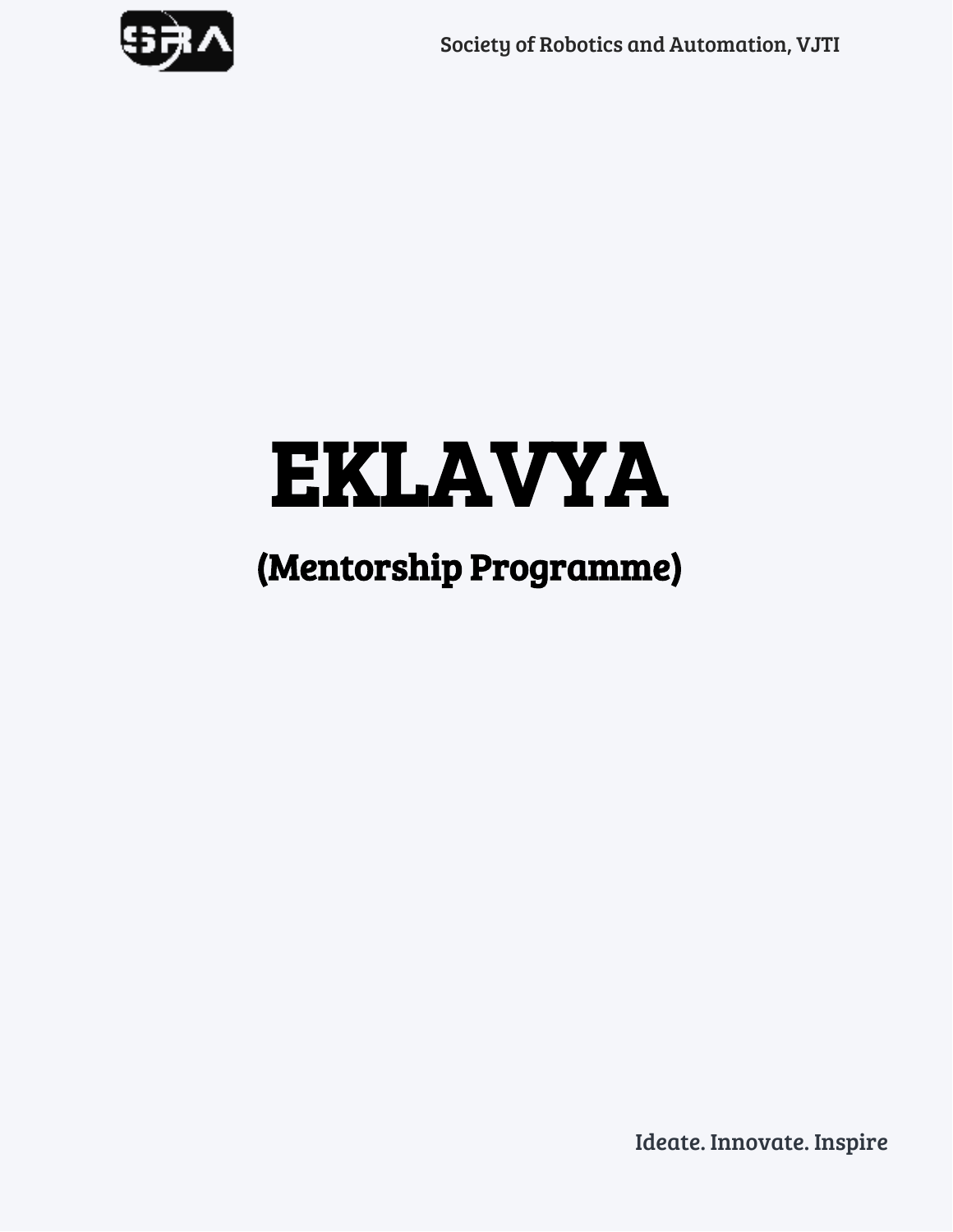# EKLAVYA

## (Mentorship Programme)

Ideate. Innovate. Inspire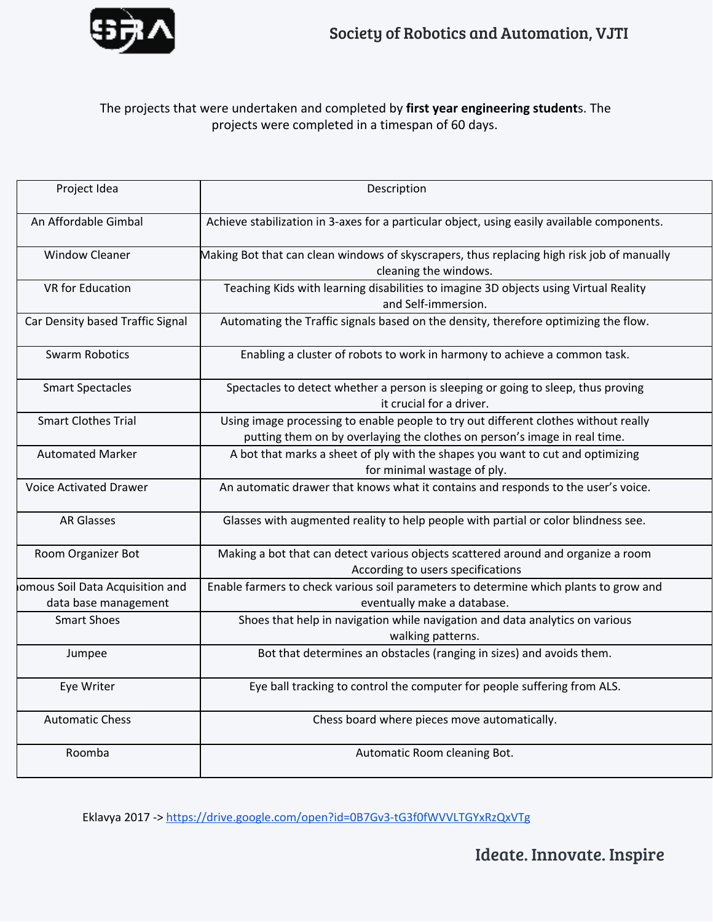The projects that were undertaken and completed by **first year engineering student**s. The projects were completed in a timespan of 60 days.

| Project Idea | Description |
|---|---|
| An Affordable Gimbal | Achieve stabilization in 3-axes for a particular object, using easily available components. |
| Window Cleaner | Making Bot that can clean windows of skyscrapers, thus replacing high risk job of manually cleaning the windows. |
| VR for Education | Teaching Kids with learning disabilities to imagine 3D objects using Virtual Reality and Self-immersion. |
| Car Density based Traffic Signal | Automating the Traffic signals based on the density, therefore optimizing the flow. |
| Swarm Robotics | Enabling a cluster of robots to work in harmony to achieve a common task. |
| Smart Spectacles | Spectacles to detect whether a person is sleeping or going to sleep, thus proving it crucial for a driver. |
| Smart Clothes Trial | Using image processing to enable people to try out different clothes without really putting them on by overlaying the clothes on person's image in real time. |
| Automated Marker | A bot that marks a sheet of ply with the shapes you want to cut and optimizing for minimal wastage of ply. |
| Voice Activated Drawer | An automatic drawer that knows what it contains and responds to the user's voice. |
| AR Glasses | Glasses with augmented reality to help people with partial or color blindness see. |
| Room Organizer Bot | Making a bot that can detect various objects scattered around and organize a room According to users specifications |
| omous Soil Data Acquisition and data base management | Enable farmers to check various soil parameters to determine which plants to grow and eventually make a database. |
| Smart Shoes | Shoes that help in navigation while navigation and data analytics on various walking patterns. |
| Jumpee | Bot that determines an obstacles (ranging in sizes) and avoids them. |
| Eye Writer | Eye ball tracking to control the computer for people suffering from ALS. |
| Automatic Chess | Chess board where pieces move automatically. |
| Roomba | Automatic Room cleaning Bot. |

Eklavya 2017 -> https://drive.google.com/open?id=0B7Gv3-tG3f0fWVVLTGYxRzQxVTg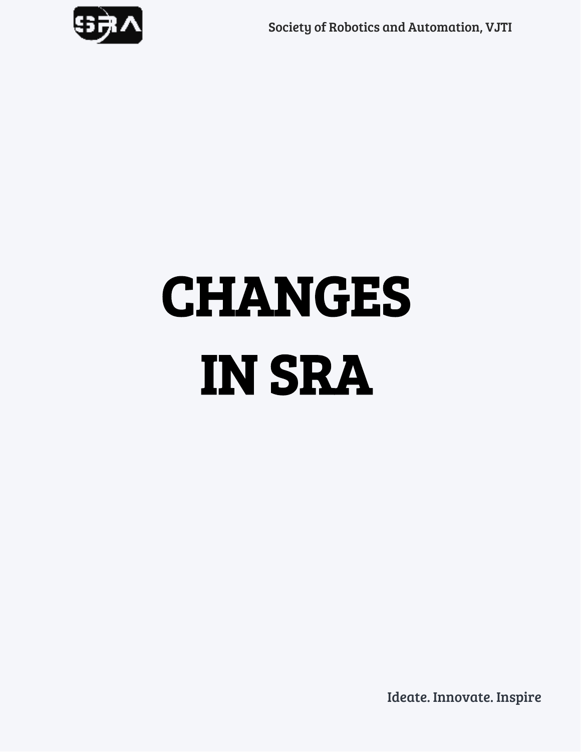# CHANGES IN SRA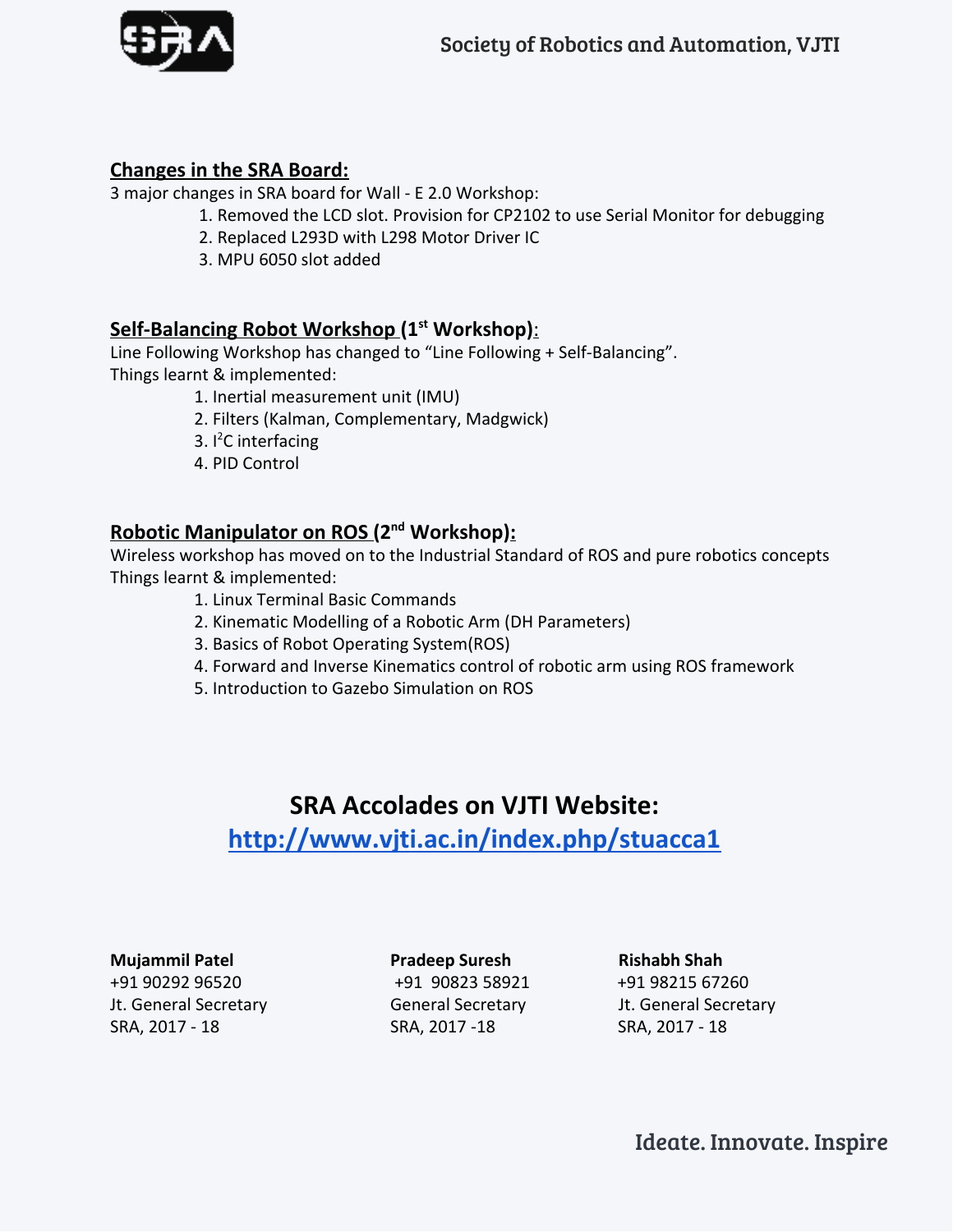## Changes in the SRA Board:

3 major changes in SRA board for Wall - E 2.0 Workshop:

1. Removed the LCD slot. Provision for CP2102 to use Serial Monitor for debugging
2. Replaced L293D with L298 Motor Driver IC
3. MPU 6050 slot added

## Self-Balancing Robot Workshop (1st Workshop):

Line Following Workshop has changed to "Line Following + Self-Balancing".

Things learnt & implemented:

1. Inertial measurement unit (IMU)
2. Filters (Kalman, Complementary, Madgwick)
3. $I^2C$ interfacing
4. PID Control

## Robotic Manipulator on ROS (2nd Workshop):

Wireless workshop has moved on to the Industrial Standard of ROS and pure robotics concepts

Things learnt & implemented:

1. Linux Terminal Basic Commands
2. Kinematic Modelling of a Robotic Arm (DH Parameters)
3. Basics of Robot Operating System(ROS)
4. Forward and Inverse Kinematics control of robotic arm using ROS framework
5. Introduction to Gazebo Simulation on ROS

# SRA Accolades on VJTI Website:

**[http://www.vjti.ac.in/index.php/stuacca1](http://www.vjti.ac.in/index.php/stuacca1)**

**Mujammil Patel**
+91 90292 96520
Jt. General Secretary
SRA, 2017 - 18

**Pradeep Suresh**
+91 90823 58921
General Secretary
SRA, 2017 -18

**Rishabh Shah**
+91 98215 67260
Jt. General Secretary
SRA, 2017 - 18

Ideate. Innovate. Inspire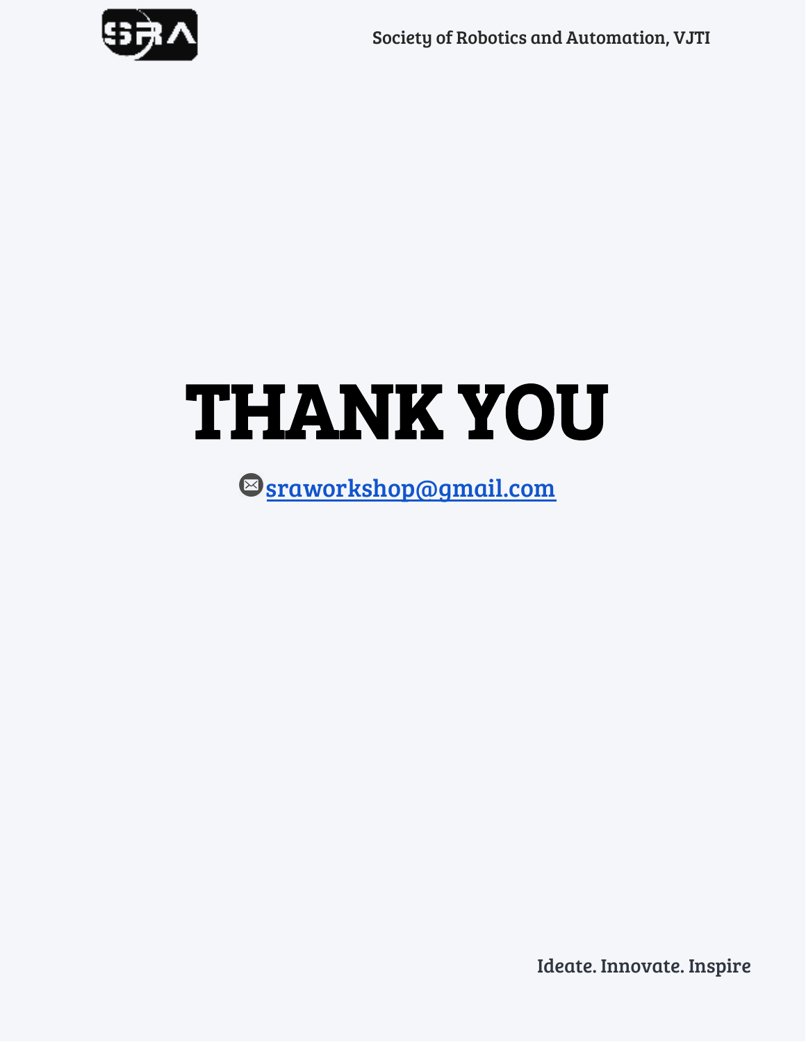# THANK YOU

[sraworkshop@gmail.com](mailto:sraworkshop@gmail.com)

Ideate. Innovate. Inspire